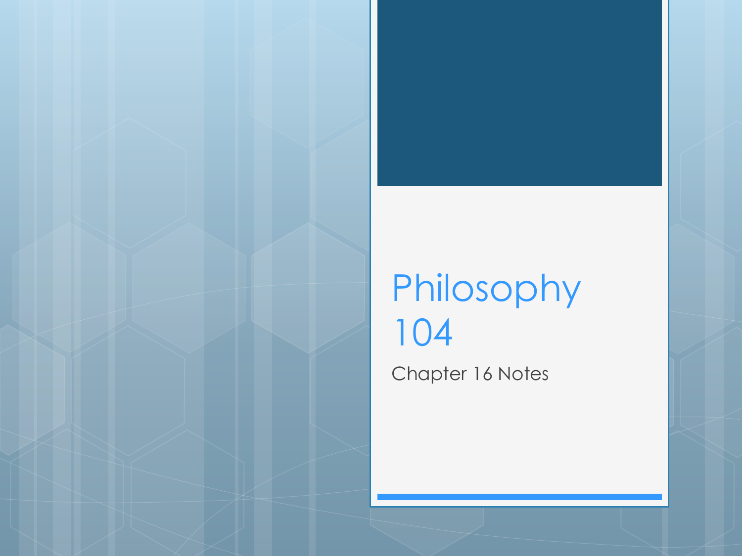# Philosophy 104

Chapter 16 Notes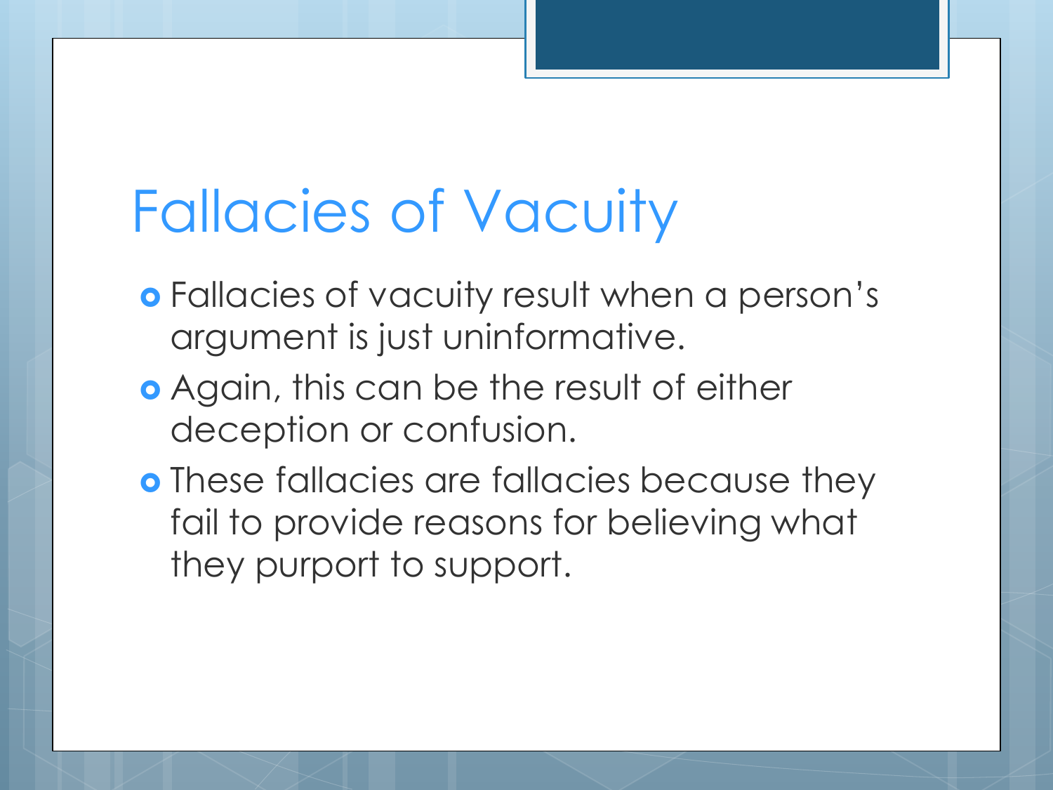# Fallacies of Vacuity

- Fallacies of vacuity result when a person's argument is just uninformative.
- Again, this can be the result of either deception or confusion.
- These fallacies are fallacies because they fail to provide reasons for believing what they purport to support.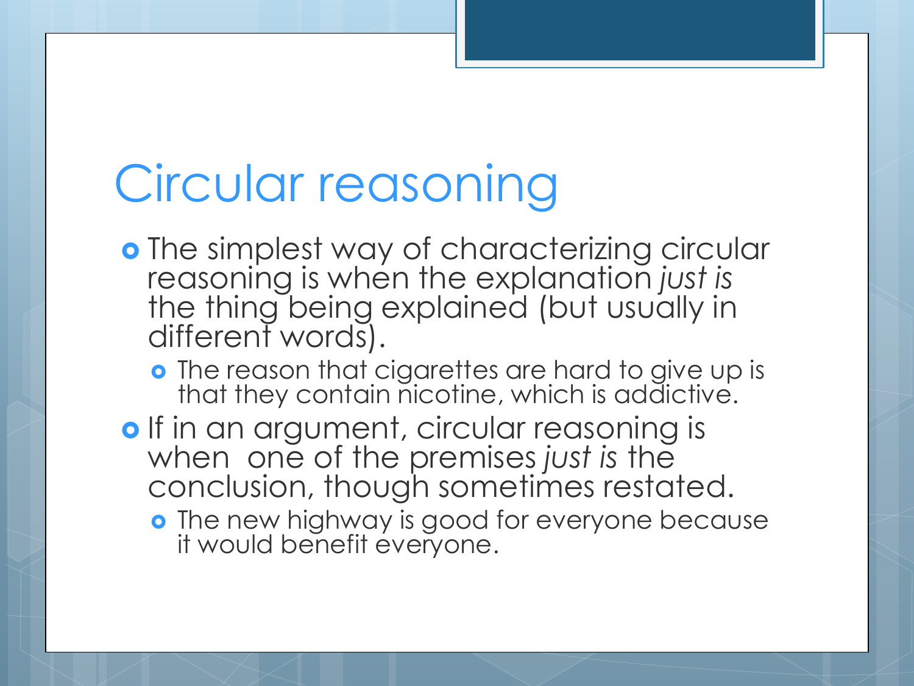# Circular reasoning

- The simplest way of characterizing circular reasoning is when the explanation *just is* the thing being explained (but usually in different words).
  - The reason that cigarettes are hard to give up is that they contain nicotine, which is addictive.
- If in an argument, circular reasoning is when one of the premises *just is* the conclusion, though sometimes restated.
  - The new highway is good for everyone because it would benefit everyone.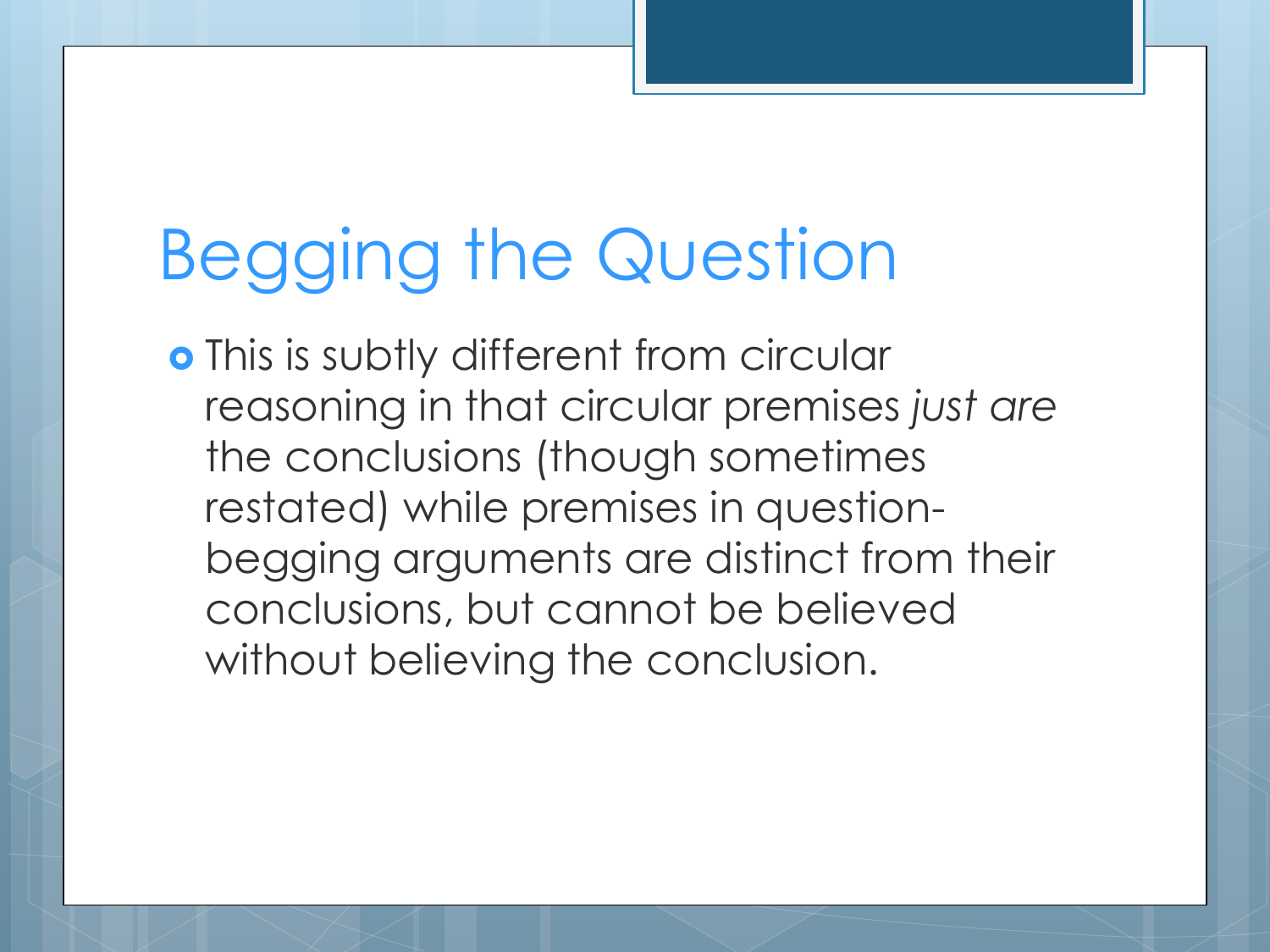# Begging the Question

- This is subtly different from circular reasoning in that circular premises *just are* the conclusions (though sometimes restated) while premises in question-begging arguments are distinct from their conclusions, but cannot be believed without believing the conclusion.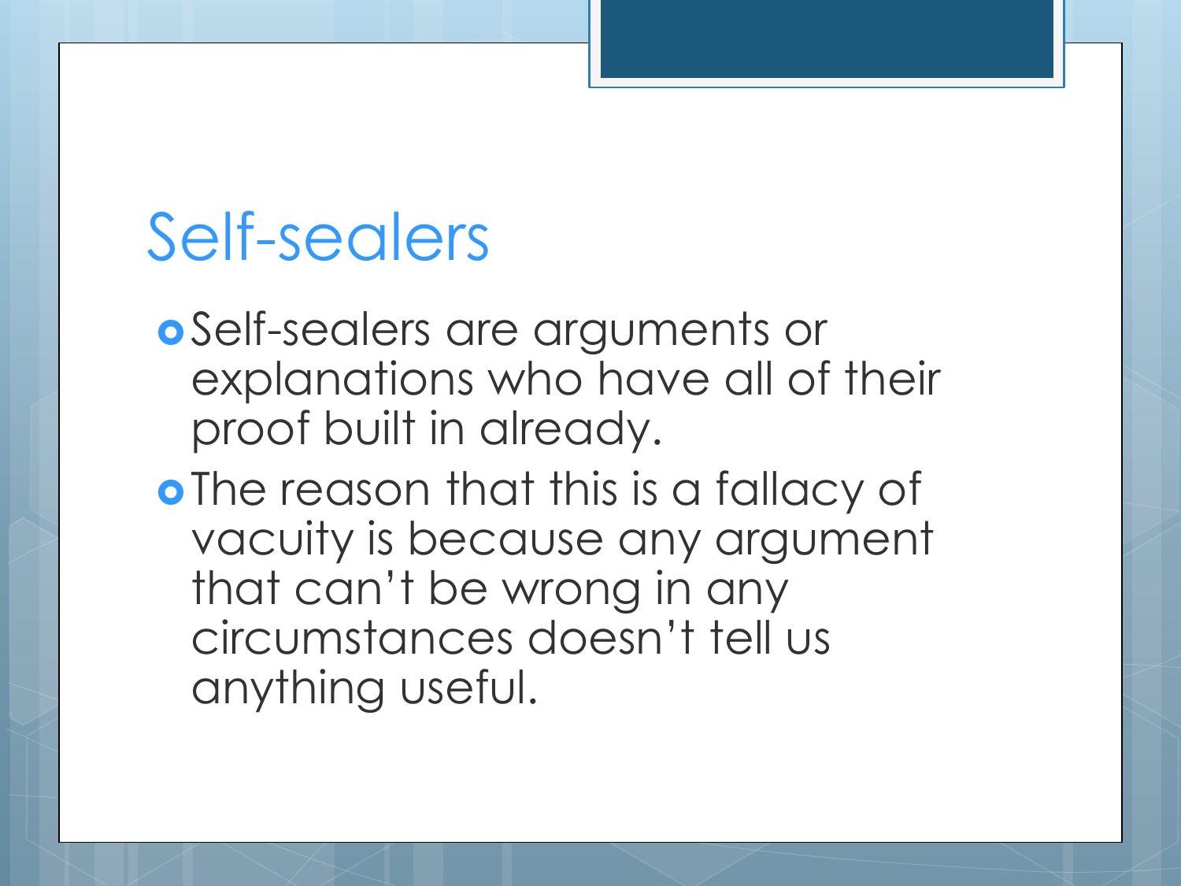# Self-sealers

- Self-sealers are arguments or explanations who have all of their proof built in already.
- The reason that this is a fallacy of vacuity is because any argument that can't be wrong in any circumstances doesn't tell us anything useful.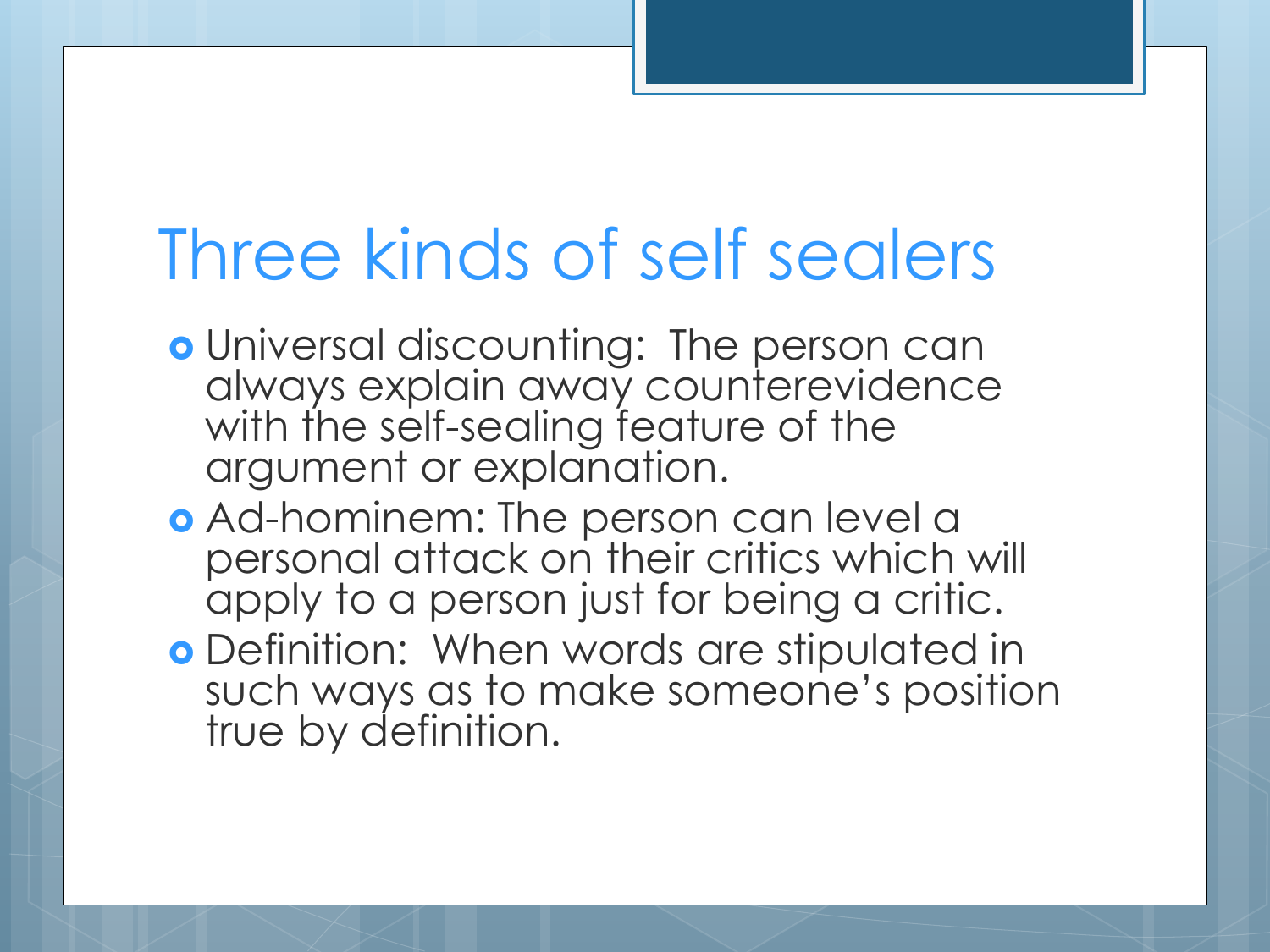# Three kinds of self sealers

- Universal discounting: The person can always explain away counterevidence with the self-sealing feature of the argument or explanation.
- Ad-hominem: The person can level a personal attack on their critics which will apply to a person just for being a critic.
- Definition: When words are stipulated in such ways as to make someone's position true by definition.